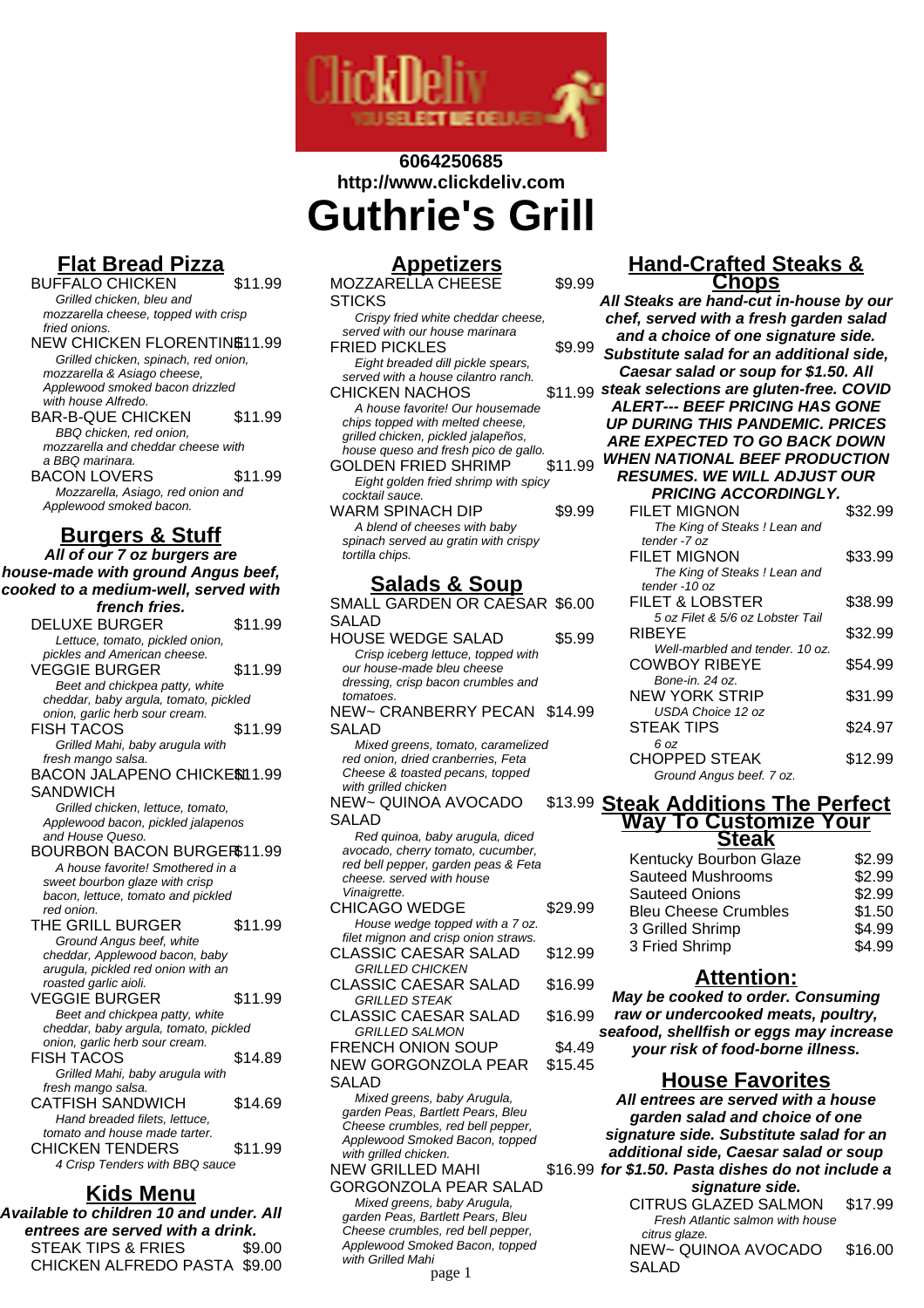6064250685
http://www.clickdeliv.com

# Guthrie's Grill

## Flat Bread Pizza

BUFFALO CHICKEN $11.99
*Grilled chicken, bleu and mozzarella cheese, topped with crisp fried onions.*

NEW CHICKEN FLORENTINE $11.99
*Grilled chicken, spinach, red onion, mozzarella & Asiago cheese, Applewood smoked bacon drizzled with house Alfredo.*

BAR-B-QUE CHICKEN $11.99
*BBQ chicken, red onion, mozzarella and cheddar cheese with a BBQ marinara.*

BACON LOVERS $11.99
*Mozzarella, Asiago, red onion and Applewood smoked bacon.*

## Burgers & Stuff

**All of our 7 oz burgers are house-made with ground Angus beef, cooked to a medium-well, served with french fries.**

DELUXE BURGER $11.99
*Lettuce, tomato, pickled onion, pickles and American cheese.*

VEGGIE BURGER $11.99
*Beet and chickpea patty, white cheddar, baby argula, tomato, pickled onion, garlic herb sour cream.*

FISH TACOS $11.99
*Grilled Mahi, baby arugula with fresh mango salsa.*

BACON JALAPENO CHICKEN SANDWICH $11.99
*Grilled chicken, lettuce, tomato, Applewood bacon, pickled jalapenos and House Queso.*

BOURBON BACON BURGER $11.99
*A house favorite! Smothered in a sweet bourbon glaze with crisp bacon, lettuce, tomato and pickled red onion.*

THE GRILL BURGER $11.99
*Ground Angus beef, white cheddar, Applewood bacon, baby arugula, pickled red onion with an roasted garlic aioli.*

VEGGIE BURGER $11.99
*Beet and chickpea patty, white cheddar, baby argula, tomato, pickled onion, garlic herb sour cream.*

FISH TACOS $14.89
*Grilled Mahi, baby arugula with fresh mango salsa.*

CATFISH SANDWICH $14.69
*Hand breaded filets, lettuce, tomato and house made tarter.*

CHICKEN TENDERS $11.99
*4 Crisp Tenders with BBQ sauce*

## Kids Menu

**Available to children 10 and under. All entrees are served with a drink.**

STEAK TIPS & FRIES $9.00

CHICKEN ALFREDO PASTA $9.00

## Appetizers

MOZZARELLA CHEESE STICKS $9.99
*Crispy fried white cheddar cheese, served with our house marinara*

FRIED PICKLES $9.99
*Eight breaded dill pickle spears, served with a house cilantro ranch.*

CHICKEN NACHOS $11.99
*A house favorite! Our housemade chips topped with melted cheese, grilled chicken, pickled jalapeños, house queso and fresh pico de gallo.*

GOLDEN FRIED SHRIMP $11.99
*Eight golden fried shrimp with spicy cocktail sauce.*

WARM SPINACH DIP $9.99
*A blend of cheeses with baby spinach served au gratin with crispy tortilla chips.*

## Salads & Soup

SMALL GARDEN OR CAESAR SALAD $6.00

HOUSE WEDGE SALAD $5.99
*Crisp iceberg lettuce, topped with our house-made bleu cheese dressing, crisp bacon crumbles and tomatoes.*

NEW~ CRANBERRY PECAN SALAD $14.99
*Mixed greens, tomato, caramelized red onion, dried cranberries, Feta Cheese & toasted pecans, topped with grilled chicken*

NEW~ QUINOA AVOCADO SALAD $13.99
*Red quinoa, baby arugula, diced avocado, cherry tomato, cucumber, red bell pepper, garden peas & Feta cheese. served with house Vinaigrette.*

CHICAGO WEDGE $29.99
*House wedge topped with a 7 oz. filet mignon and crisp onion straws.*

CLASSIC CAESAR SALAD $12.99
*GRILLED CHICKEN*

CLASSIC CAESAR SALAD $16.99
*GRILLED STEAK*

CLASSIC CAESAR SALAD $16.99
*GRILLED SALMON*

FRENCH ONION SOUP $4.49

NEW GORGONZOLA PEAR SALAD $15.45
*Mixed greens, baby Arugula, garden Peas, Bartlett Pears, Bleu Cheese crumbles, red bell pepper, Applewood Smoked Bacon, topped with grilled chicken.*

NEW GRILLED MAHI GORGONZOLA PEAR SALAD $16.99
*Mixed greens, baby Arugula, garden Peas, Bartlett Pears, Bleu Cheese crumbles, red bell pepper, Applewood Smoked Bacon, topped with Grilled Mahi*

## Hand-Crafted Steaks & Chops

***All Steaks are hand-cut in-house by our chef, served with a fresh garden salad and a choice of one signature side. Substitute salad for an additional side, Caesar salad or soup for $1.50. All steak selections are gluten-free. COVID ALERT--- BEEF PRICING HAS GONE UP DURING THIS PANDEMIC. PRICES ARE EXPECTED TO GO BACK DOWN WHEN NATIONAL BEEF PRODUCTION RESUMES. WE WILL ADJUST OUR PRICING ACCORDINGLY.***

FILET MIGNON $32.99
*The King of Steaks ! Lean and tender -7 oz*

FILET MIGNON $33.99
*The King of Steaks ! Lean and tender -10 oz*

FILET & LOBSTER $38.99
*5 oz Filet & 5/6 oz Lobster Tail*

RIBEYE $32.99
*Well-marbled and tender. 10 oz.*

COWBOY RIBEYE $54.99
*Bone-in. 24 oz.*

NEW YORK STRIP $31.99
*USDA Choice 12 oz*

STEAK TIPS $24.97
*6 oz*

CHOPPED STEAK $12.99
*Ground Angus beef. 7 oz.*

## Steak Additions The Perfect Way To Customize Your Steak

Kentucky Bourbon Glaze $2.99

Sauteed Mushrooms $2.99

Sauteed Onions $2.99

Bleu Cheese Crumbles $1.50

3 Grilled Shrimp $4.99

3 Fried Shrimp $4.99

## Attention:

***May be cooked to order. Consuming raw or undercooked meats, poultry, seafood, shellfish or eggs may increase your risk of food-borne illness.***

## House Favorites

***All entrees are served with a house garden salad and choice of one signature side. Substitute salad for an additional side, Caesar salad or soup for $1.50. Pasta dishes do not include a signature side.***

CITRUS GLAZED SALMON $17.99
*Fresh Atlantic salmon with house citrus glaze.*

NEW~ QUINOA AVOCADO SALAD $16.00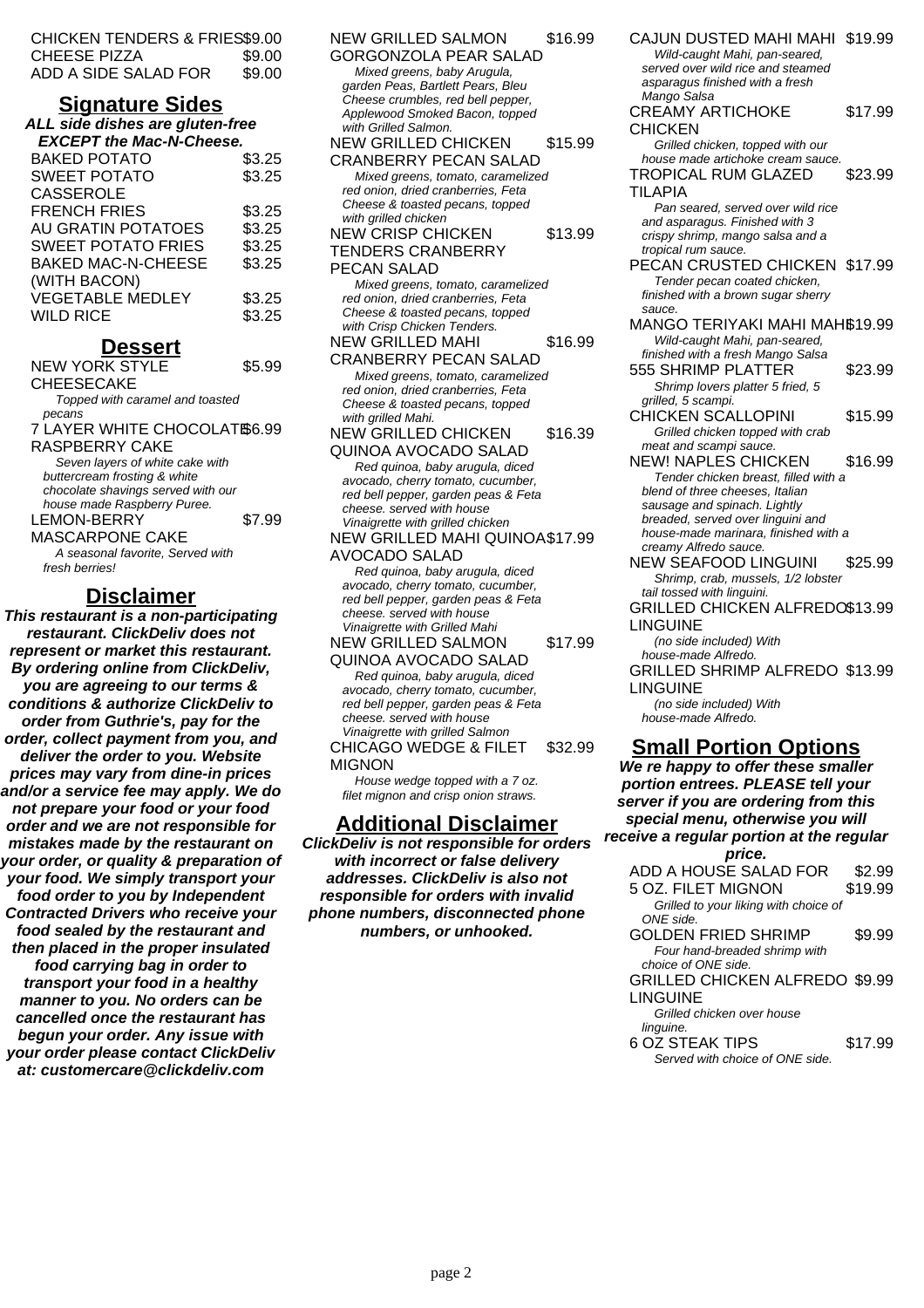CHICKEN TENDERS & FRIES $9.00
CHEESE PIZZA $9.00
ADD A SIDE SALAD FOR $9.00

## Signature Sides

***ALL side dishes are gluten-free EXCEPT the Mac-N-Cheese.***

| | |
|---|---|
| BAKED POTATO | $3.25 |
| SWEET POTATO CASSEROLE | $3.25 |
| FRENCH FRIES | $3.25 |
| AU GRATIN POTATOES | $3.25 |
| SWEET POTATO FRIES | $3.25 |
| BAKED MAC-N-CHEESE (WITH BACON) | $3.25 |
| VEGETABLE MEDLEY | $3.25 |
| WILD RICE | $3.25 |

## Dessert

NEW YORK STYLE CHEESECAKE $5.99
*Topped with caramel and toasted pecans*

7 LAYER WHITE CHOCOLATE RASPBERRY CAKE $6.99
*Seven layers of white cake with buttercream frosting & white chocolate shavings served with our house made Raspberry Puree.*

LEMON-BERRY MASCARPONE CAKE $7.99
*A seasonal favorite, Served with fresh berries!*

## Disclaimer

***This restaurant is a non-participating restaurant. ClickDeliv does not represent or market this restaurant. By ordering online from ClickDeliv, you are agreeing to our terms & conditions & authorize ClickDeliv to order from Guthrie's, pay for the order, collect payment from you, and deliver the order to you. Website prices may vary from dine-in prices and/or a service fee may apply. We do not prepare your food or your food order and we are not responsible for mistakes made by the restaurant on your order, or quality & preparation of your food. We simply transport your food order to you by Independent Contracted Drivers who receive your food sealed by the restaurant and then placed in the proper insulated food carrying bag in order to transport your food in a healthy manner to you. No orders can be cancelled once the restaurant has begun your order. Any issue with your order please contact ClickDeliv at: customercare@clickdeliv.com***

NEW GRILLED SALMON GORGONZOLA PEAR SALAD $16.99
*Mixed greens, baby Arugula, garden Peas, Bartlett Pears, Bleu Cheese crumbles, red bell pepper, Applewood Smoked Bacon, topped with Grilled Salmon.*

NEW GRILLED CHICKEN CRANBERRY PECAN SALAD $15.99
*Mixed greens, tomato, caramelized red onion, dried cranberries, Feta Cheese & toasted pecans, topped with grilled chicken*

NEW CRISP CHICKEN TENDERS CRANBERRY PECAN SALAD $13.99
*Mixed greens, tomato, caramelized red onion, dried cranberries, Feta Cheese & toasted pecans, topped with Crisp Chicken Tenders.*

NEW GRILLED MAHI CRANBERRY PECAN SALAD $16.99
*Mixed greens, tomato, caramelized red onion, dried cranberries, Feta Cheese & toasted pecans, topped with grilled Mahi.*

NEW GRILLED CHICKEN QUINOA AVOCADO SALAD $16.39
*Red quinoa, baby arugula, diced avocado, cherry tomato, cucumber, red bell pepper, garden peas & Feta cheese. served with house Vinaigrette with grilled chicken*

NEW GRILLED MAHI QUINOA AVOCADO SALAD $17.99
*Red quinoa, baby arugula, diced avocado, cherry tomato, cucumber, red bell pepper, garden peas & Feta cheese. served with house Vinaigrette with Grilled Mahi*

NEW GRILLED SALMON QUINOA AVOCADO SALAD $17.99
*Red quinoa, baby arugula, diced avocado, cherry tomato, cucumber, red bell pepper, garden peas & Feta cheese. served with house Vinaigrette with grilled Salmon*

CHICAGO WEDGE & FILET MIGNON $32.99
*House wedge topped with a 7 oz. filet mignon and crisp onion straws.*

## Additional Disclaimer

***ClickDeliv is not responsible for orders with incorrect or false delivery addresses. ClickDeliv is also not responsible for orders with invalid phone numbers, disconnected phone numbers, or unhooked.***

CAJUN DUSTED MAHI MAHI $19.99
*Wild-caught Mahi, pan-seared, served over wild rice and steamed asparagus finished with a fresh Mango Salsa*

CREAMY ARTICHOKE CHICKEN $17.99
*Grilled chicken, topped with our house made artichoke cream sauce.*

TROPICAL RUM GLAZED TILAPIA $23.99
*Pan seared, served over wild rice and asparagus. Finished with 3 crispy shrimp, mango salsa and a tropical rum sauce.*

PECAN CRUSTED CHICKEN $17.99
*Tender pecan coated chicken, finished with a brown sugar sherry sauce.*

MANGO TERIYAKI MAHI MAHI $19.99
*Wild-caught Mahi, pan-seared, finished with a fresh Mango Salsa*

555 SHRIMP PLATTER $23.99
*Shrimp lovers platter 5 fried, 5 grilled, 5 scampi.*

CHICKEN SCALLOPINI $15.99
*Grilled chicken topped with crab meat and scampi sauce.*

NEW! NAPLES CHICKEN $16.99
*Tender chicken breast, filled with a blend of three cheeses, Italian sausage and spinach. Lightly breaded, served over linguini and house-made marinara, finished with a creamy Alfredo sauce.*

NEW SEAFOOD LINGUINI $25.99
*Shrimp, crab, mussels, 1/2 lobster tail tossed with linguini.*

GRILLED CHICKEN ALFREDO LINGUINE $13.99
*(no side included) With house-made Alfredo.*

GRILLED SHRIMP ALFREDO LINGUINE $13.99
*(no side included) With house-made Alfredo.*

## Small Portion Options

***We re happy to offer these smaller portion entrees. PLEASE tell your server if you are ordering from this special menu, otherwise you will receive a regular portion at the regular price.***

ADD A HOUSE SALAD FOR $2.99

5 OZ. FILET MIGNON $19.99
*Grilled to your liking with choice of ONE side.*

GOLDEN FRIED SHRIMP $9.99
*Four hand-breaded shrimp with choice of ONE side.*

GRILLED CHICKEN ALFREDO LINGUINE $9.99
*Grilled chicken over house linguine.*

6 OZ STEAK TIPS $17.99
*Served with choice of ONE side.*